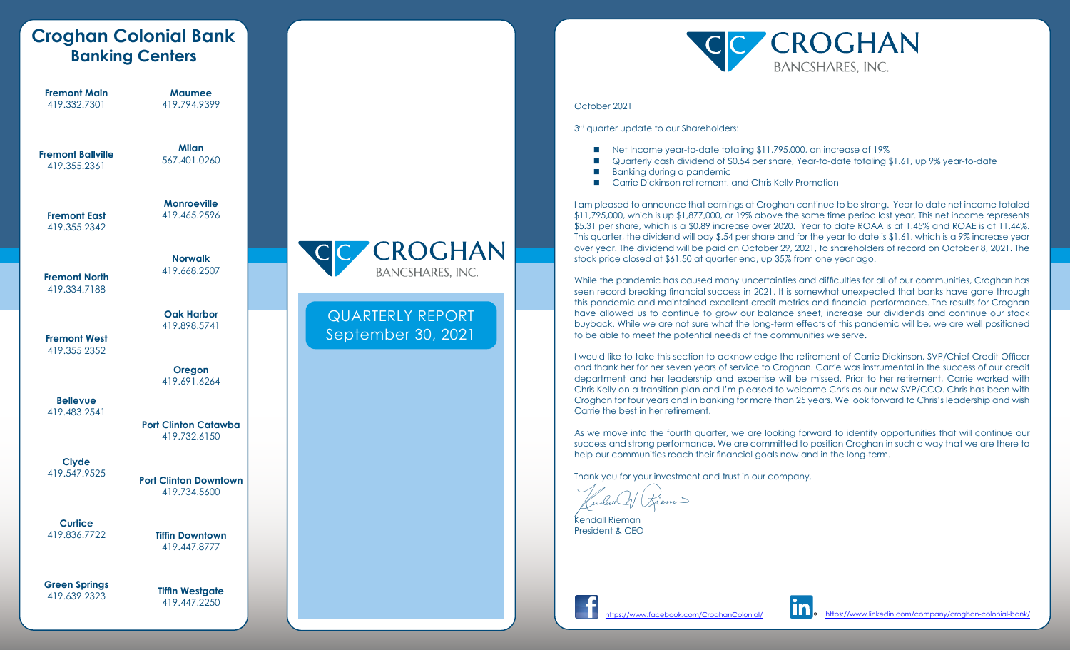# Croghan Colonial Bank Banking Centers

**Fremont Main**
419.332.7301

**Fremont Ballville**
419.355.2361

**Fremont East**
419.355.2342

**Fremont North**
419.334.7188

**Fremont West**
419.355 2352

**Bellevue**
419.483.2541

**Clyde**
419.547.9525

**Curtice**
419.836.7722

**Green Springs**
419.639.2323

**Maumee**
419.794.9399

**Milan**
567.401.0260

**Monroeville**
419.465.2596

**Norwalk**
419.668.2507

**Oak Harbor**
419.898.5741

**Oregon**
419.691.6264

**Port Clinton Catawba**
419.732.6150

**Port Clinton Downtown**
419.734.5600

**Tiffin Downtown**
419.447.8777

**Tiffin Westgate**
419.447.2250

# CROGHAN BANCSHARES, INC.

## QUARTERLY REPORT
## September 30, 2021

# CROGHAN BANCSHARES, INC.

October 2021

3rd quarter update to our Shareholders:

- Net Income year-to-date totaling $11,795,000, an increase of 19%
- Quarterly cash dividend of $0.54 per share, Year-to-date totaling $1.61, up 9% year-to-date
- Banking during a pandemic
- Carrie Dickinson retirement, and Chris Kelly Promotion

I am pleased to announce that earnings at Croghan continue to be strong. Year to date net income totaled $11,795,000, which is up $1,877,000, or 19% above the same time period last year. This net income represents $5.31 per share, which is a $0.89 increase over 2020. Year to date ROAA is at 1.45% and ROAE is at 11.44%. This quarter, the dividend will pay $.54 per share and for the year to date is $1.61, which is a 9% increase year over year. The dividend will be paid on October 29, 2021, to shareholders of record on October 8, 2021. The stock price closed at $61.50 at quarter end, up 35% from one year ago.

While the pandemic has caused many uncertainties and difficulties for all of our communities, Croghan has seen record breaking financial success in 2021. It is somewhat unexpected that banks have gone through this pandemic and maintained excellent credit metrics and financial performance. The results for Croghan have allowed us to continue to grow our balance sheet, increase our dividends and continue our stock buyback. While we are not sure what the long-term effects of this pandemic will be, we are well positioned to be able to meet the potential needs of the communities we serve.

I would like to take this section to acknowledge the retirement of Carrie Dickinson, SVP/Chief Credit Officer and thank her for her seven years of service to Croghan. Carrie was instrumental in the success of our credit department and her leadership and expertise will be missed. Prior to her retirement, Carrie worked with Chris Kelly on a transition plan and I'm pleased to welcome Chris as our new SVP/CCO. Chris has been with Croghan for four years and in banking for more than 25 years. We look forward to Chris's leadership and wish Carrie the best in her retirement.

As we move into the fourth quarter, we are looking forward to identify opportunities that will continue our success and strong performance. We are committed to position Croghan in such a way that we are there to help our communities reach their financial goals now and in the long-term.

Thank you for your investment and trust in our company.

Kendall Rieman
President & CEO

https://www.facebook.com/CroghanColonial/

https://www.linkedin.com/company/croghan-colonial-bank/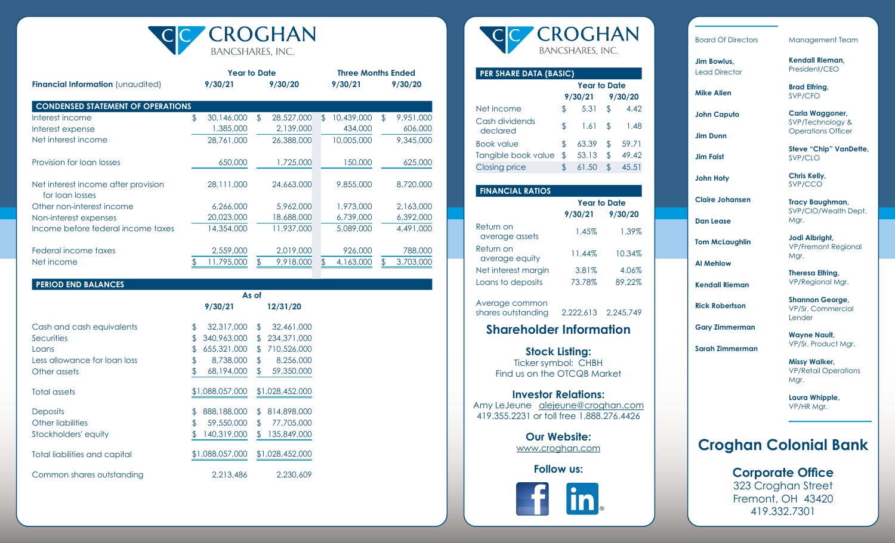# CROGHAN BANCSHARES, INC.

| **Financial Information** (unaudited) | Year to Date 9/30/21 | Year to Date 9/30/20 | Three Months Ended 9/30/21 | Three Months Ended 9/30/20 |
|---|---|---|---|---|
| **CONDENSED STATEMENT OF OPERATIONS** | | | | |
| Interest income | $ 30,146,000 | $ 28,527,000 | $ 10,439,000 | $ 9,951,000 |
| Interest expense | 1,385,000 | 2,139,000 | 434,000 | 606,000 |
| Net interest income | 28,761,000 | 26,388,000 | 10,005,000 | 9,345,000 |
| Provision for loan losses | 650,000 | 1,725,000 | 150,000 | 625,000 |
| Net interest income after provision for loan losses | 28,111,000 | 24,663,000 | 9,855,000 | 8,720,000 |
| Other non-interest income | 6,266,000 | 5,962,000 | 1,973,000 | 2,163,000 |
| Non-interest expenses | 20,023,000 | 18,688,000 | 6,739,000 | 6,392,000 |
| Income before federal income taxes | 14,354,000 | 11,937,000 | 5,089,000 | 4,491,000 |
| Federal income taxes | 2,559,000 | 2,019,000 | 926,000 | 788,000 |
| Net income | $ 11,795,000 | $ 9,918,000 | $ 4,163,000 | $ 3,703,000 |

**PERIOD END BALANCES**

| | As of 9/30/21 | As of 12/31/20 |
|---|---|---|
| Cash and cash equivalents | $ 32,317,000 | $ 32,461,000 |
| Securities | $ 340,963,000 | $ 234,371,000 |
| Loans | $ 655,321,000 | $ 710,526,000 |
| Less allowance for loan loss | $ 8,738,000 | $ 8,256,000 |
| Other assets | $ 68,194,000 | $ 59,350,000 |
| Total assets | $1,088,057,000 | $1,028,452,000 |
| Deposits | $ 888,188,000 | $ 814,898,000 |
| Other liabilities | $ 59,550,000 | $ 77,705,000 |
| Stockholders' equity | $ 140,319,000 | $ 135,849,000 |
| Total liabilities and capital | $1,088,057,000 | $1,028,452,000 |
| Common shares outstanding | 2,213,486 | 2,230,609 |

# CROGHAN BANCSHARES, INC.

**PER SHARE DATA (BASIC)**

| | Year to Date 9/30/21 | Year to Date 9/30/20 |
|---|---|---|
| Net income | $ 5.31 | $ 4.42 |
| Cash dividends declared | $ 1.61 | $ 1.48 |
| Book value | $ 63.39 | $ 59.71 |
| Tangible book value | $ 53.13 | $ 49.42 |
| Closing price | $ 61.50 | $ 45.51 |

**FINANCIAL RATIOS**

| | Year to Date 9/30/21 | Year to Date 9/30/20 |
|---|---|---|
| Return on average assets | 1.45% | 1.39% |
| Return on average equity | 11.44% | 10.34% |
| Net interest margin | 3.81% | 4.06% |
| Loans to deposits | 73.78% | 89.22% |
| Average common shares outstanding | 2,222,613 | 2,245,749 |

## Shareholder Information

**Stock Listing:**
Ticker symbol: CHBH
Find us on the OTCQB Market

**Investor Relations:**
Amy LeJeune alejeune@croghan.com
419.355.2231 or toll free 1.888.276.4426

**Our Website:**
www.croghan.com

**Follow us:**

Board Of Directors

- **Jim Bowlus,** Lead Director
- **Mike Allen**
- **John Caputo**
- **Jim Dunn**
- **Jim Faist**
- **John Hoty**
- **Claire Johansen**
- **Dan Lease**
- **Tom McLaughlin**
- **Al Mehlow**
- **Kendall Rieman**
- **Rick Robertson**
- **Gary Zimmerman**
- **Sarah Zimmerman**

Management Team

- **Kendall Rieman,** President/CEO
- **Brad Elfring,** SVP/CFO
- **Carla Waggoner,** SVP/Technology & Operations Officer
- **Steve "Chip" VanDette,** SVP/CLO
- **Chris Kelly,** SVP/CCO
- **Tracy Baughman,** SVP/CIO/Wealth Dept. Mgr.
- **Jodi Albright,** VP/Fremont Regional Mgr.
- **Theresa Elfring,** VP/Regional Mgr.
- **Shannon George,** VP/Sr. Commercial Lender
- **Wayne Nault,** VP/Sr. Product Mgr.
- **Missy Walker,** VP/Retail Operations Mgr.
- **Laura Whipple,** VP/HR Mgr.

## Croghan Colonial Bank

**Corporate Office**
323 Croghan Street
Fremont, OH 43420
419.332.7301